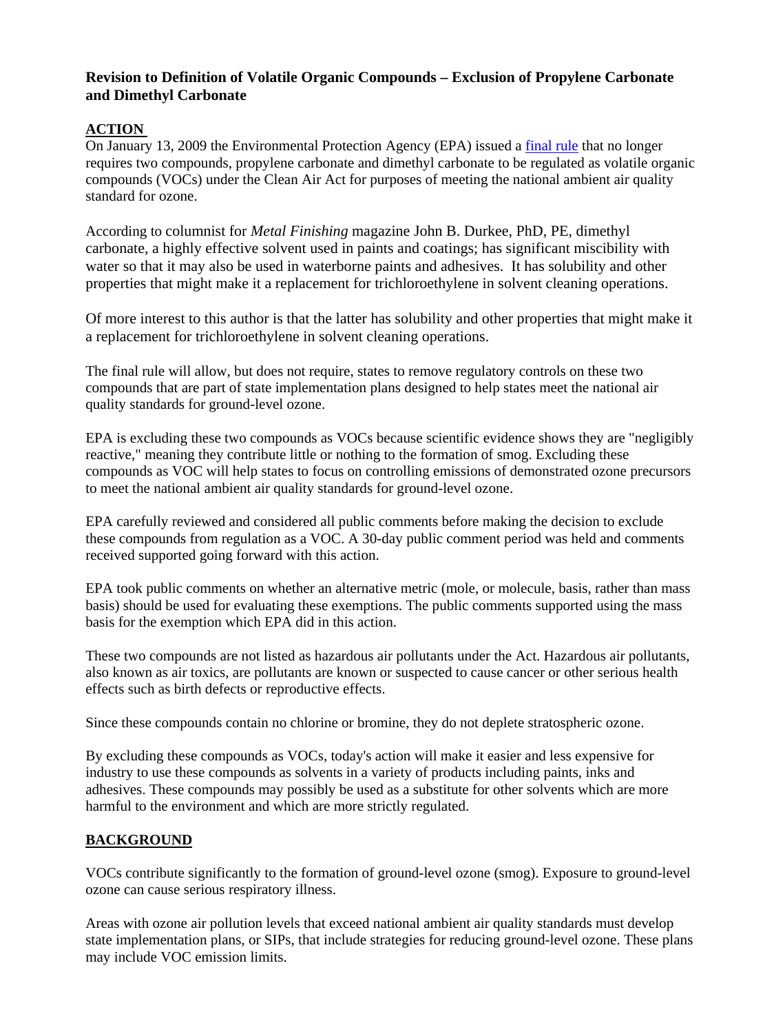**Revision to Definition of Volatile Organic Compounds – Exclusion of Propylene Carbonate and Dimethyl Carbonate**

**ACTION**

On January 13, 2009 the Environmental Protection Agency (EPA) issued a final rule that no longer requires two compounds, propylene carbonate and dimethyl carbonate to be regulated as volatile organic compounds (VOCs) under the Clean Air Act for purposes of meeting the national ambient air quality standard for ozone.

According to columnist for *Metal Finishing* magazine John B. Durkee, PhD, PE, dimethyl carbonate, a highly effective solvent used in paints and coatings; has significant miscibility with water so that it may also be used in waterborne paints and adhesives. It has solubility and other properties that might make it a replacement for trichloroethylene in solvent cleaning operations.

Of more interest to this author is that the latter has solubility and other properties that might make it a replacement for trichloroethylene in solvent cleaning operations.

The final rule will allow, but does not require, states to remove regulatory controls on these two compounds that are part of state implementation plans designed to help states meet the national air quality standards for ground-level ozone.

EPA is excluding these two compounds as VOCs because scientific evidence shows they are "negligibly reactive," meaning they contribute little or nothing to the formation of smog. Excluding these compounds as VOC will help states to focus on controlling emissions of demonstrated ozone precursors to meet the national ambient air quality standards for ground-level ozone.

EPA carefully reviewed and considered all public comments before making the decision to exclude these compounds from regulation as a VOC. A 30-day public comment period was held and comments received supported going forward with this action.

EPA took public comments on whether an alternative metric (mole, or molecule, basis, rather than mass basis) should be used for evaluating these exemptions. The public comments supported using the mass basis for the exemption which EPA did in this action.

These two compounds are not listed as hazardous air pollutants under the Act. Hazardous air pollutants, also known as air toxics, are pollutants are known or suspected to cause cancer or other serious health effects such as birth defects or reproductive effects.

Since these compounds contain no chlorine or bromine, they do not deplete stratospheric ozone.

By excluding these compounds as VOCs, today's action will make it easier and less expensive for industry to use these compounds as solvents in a variety of products including paints, inks and adhesives. These compounds may possibly be used as a substitute for other solvents which are more harmful to the environment and which are more strictly regulated.

**BACKGROUND**

VOCs contribute significantly to the formation of ground-level ozone (smog). Exposure to ground-level ozone can cause serious respiratory illness.

Areas with ozone air pollution levels that exceed national ambient air quality standards must develop state implementation plans, or SIPs, that include strategies for reducing ground-level ozone. These plans may include VOC emission limits.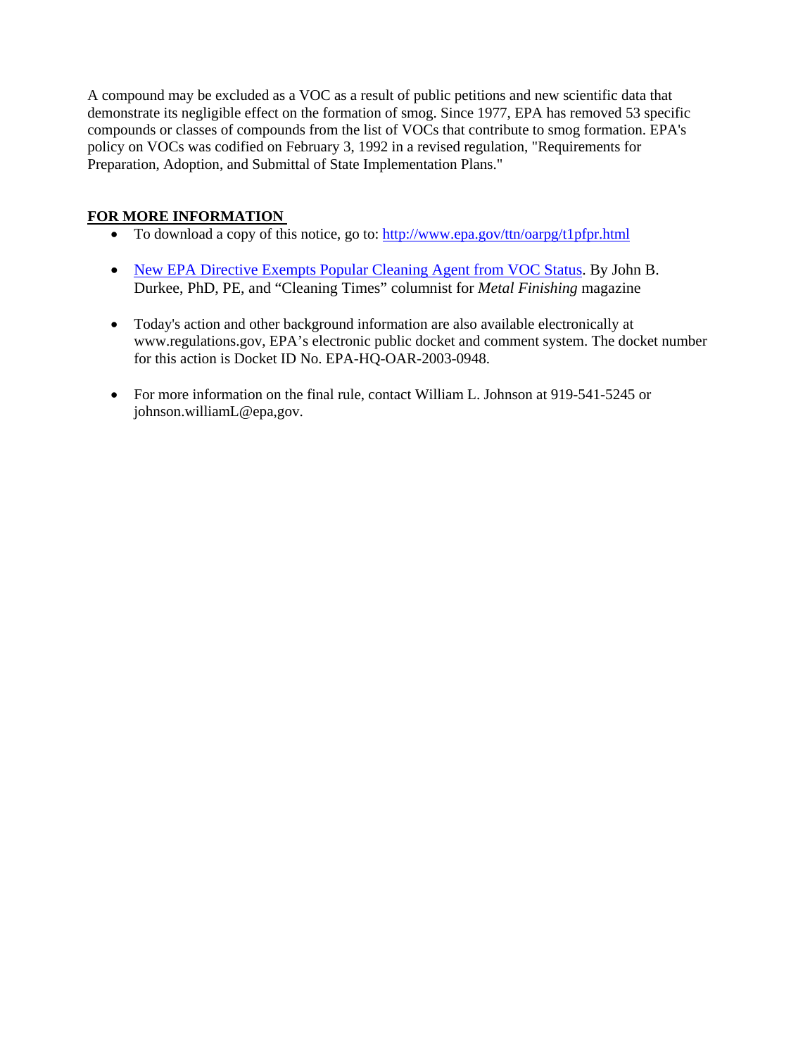A compound may be excluded as a VOC as a result of public petitions and new scientific data that demonstrate its negligible effect on the formation of smog. Since 1977, EPA has removed 53 specific compounds or classes of compounds from the list of VOCs that contribute to smog formation. EPA's policy on VOCs was codified on February 3, 1992 in a revised regulation, "Requirements for Preparation, Adoption, and Submittal of State Implementation Plans."

**FOR MORE INFORMATION**

- To download a copy of this notice, go to: http://www.epa.gov/ttn/oarpg/t1pfpr.html

- New EPA Directive Exempts Popular Cleaning Agent from VOC Status. By John B. Durkee, PhD, PE, and "Cleaning Times" columnist for *Metal Finishing* magazine

- Today's action and other background information are also available electronically at www.regulations.gov, EPA's electronic public docket and comment system. The docket number for this action is Docket ID No. EPA-HQ-OAR-2003-0948.

- For more information on the final rule, contact William L. Johnson at 919-541-5245 or johnson.williamL@epa,gov.